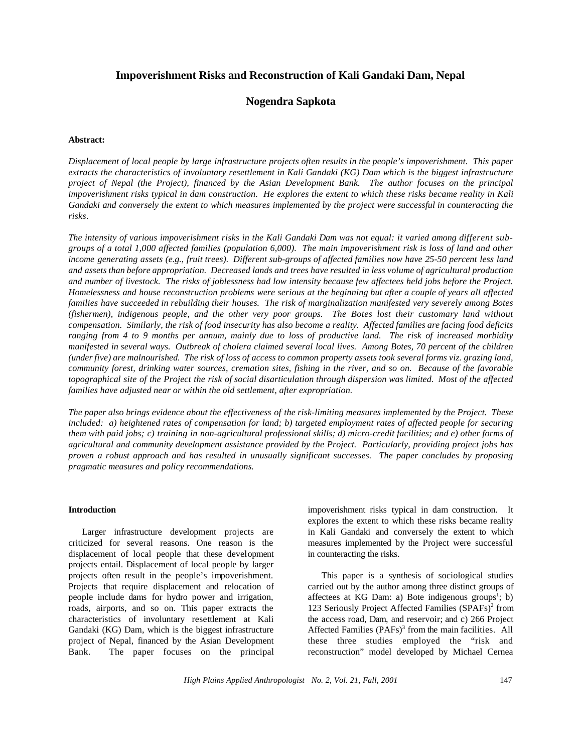# Impoverishment Risks and Reconstruction of Kali Gandaki Dam, Nepal

## Nogendra Sapkota

**Abstract:**

*Displacement of local people by large infrastructure projects often results in the people's impoverishment. This paper extracts the characteristics of involuntary resettlement in Kali Gandaki (KG) Dam which is the biggest infrastructure project of Nepal (the Project), financed by the Asian Development Bank. The author focuses on the principal impoverishment risks typical in dam construction. He explores the extent to which these risks became reality in Kali Gandaki and conversely the extent to which measures implemented by the project were successful in counteracting the risks.*

*The intensity of various impoverishment risks in the Kali Gandaki Dam was not equal: it varied among different sub-groups of a total 1,000 affected families (population 6,000). The main impoverishment risk is loss of land and other income generating assets (e.g., fruit trees). Different sub-groups of affected families now have 25-50 percent less land and assets than before appropriation. Decreased lands and trees have resulted in less volume of agricultural production and number of livestock. The risks of joblessness had low intensity because few affectees held jobs before the Project. Homelessness and house reconstruction problems were serious at the beginning but after a couple of years all affected families have succeeded in rebuilding their houses. The risk of marginalization manifested very severely among Botes (fishermen), indigenous people, and the other very poor groups. The Botes lost their customary land without compensation. Similarly, the risk of food insecurity has also become a reality. Affected families are facing food deficits ranging from 4 to 9 months per annum, mainly due to loss of productive land. The risk of increased morbidity manifested in several ways. Outbreak of cholera claimed several local lives. Among Botes, 70 percent of the children (under five) are malnourished. The risk of loss of access to common property assets took several forms viz. grazing land, community forest, drinking water sources, cremation sites, fishing in the river, and so on. Because of the favorable topographical site of the Project the risk of social disarticulation through dispersion was limited. Most of the affected families have adjusted near or within the old settlement, after expropriation.*

*The paper also brings evidence about the effectiveness of the risk-limiting measures implemented by the Project. These included: a) heightened rates of compensation for land; b) targeted employment rates of affected people for securing them with paid jobs; c) training in non-agricultural professional skills; d) micro-credit facilities; and e) other forms of agricultural and community development assistance provided by the Project. Particularly, providing project jobs has proven a robust approach and has resulted in unusually significant successes. The paper concludes by proposing pragmatic measures and policy recommendations.*

**Introduction**

Larger infrastructure development projects are criticized for several reasons. One reason is the displacement of local people that these development projects entail. Displacement of local people by larger projects often result in the people's impoverishment. Projects that require displacement and relocation of people include dams for hydro power and irrigation, roads, airports, and so on. This paper extracts the characteristics of involuntary resettlement at Kali Gandaki (KG) Dam, which is the biggest infrastructure project of Nepal, financed by the Asian Development Bank. The paper focuses on the principal impoverishment risks typical in dam construction. It explores the extent to which these risks became reality in Kali Gandaki and conversely the extent to which measures implemented by the Project were successful in counteracting the risks.

This paper is a synthesis of sociological studies carried out by the author among three distinct groups of affectees at KG Dam: a) Bote indigenous groups[1]; b) 123 Seriously Project Affected Families (SPAFs)[2] from the access road, Dam, and reservoir; and c) 266 Project Affected Families (PAFs)[3] from the main facilities. All these three studies employed the "risk and reconstruction" model developed by Michael Cernea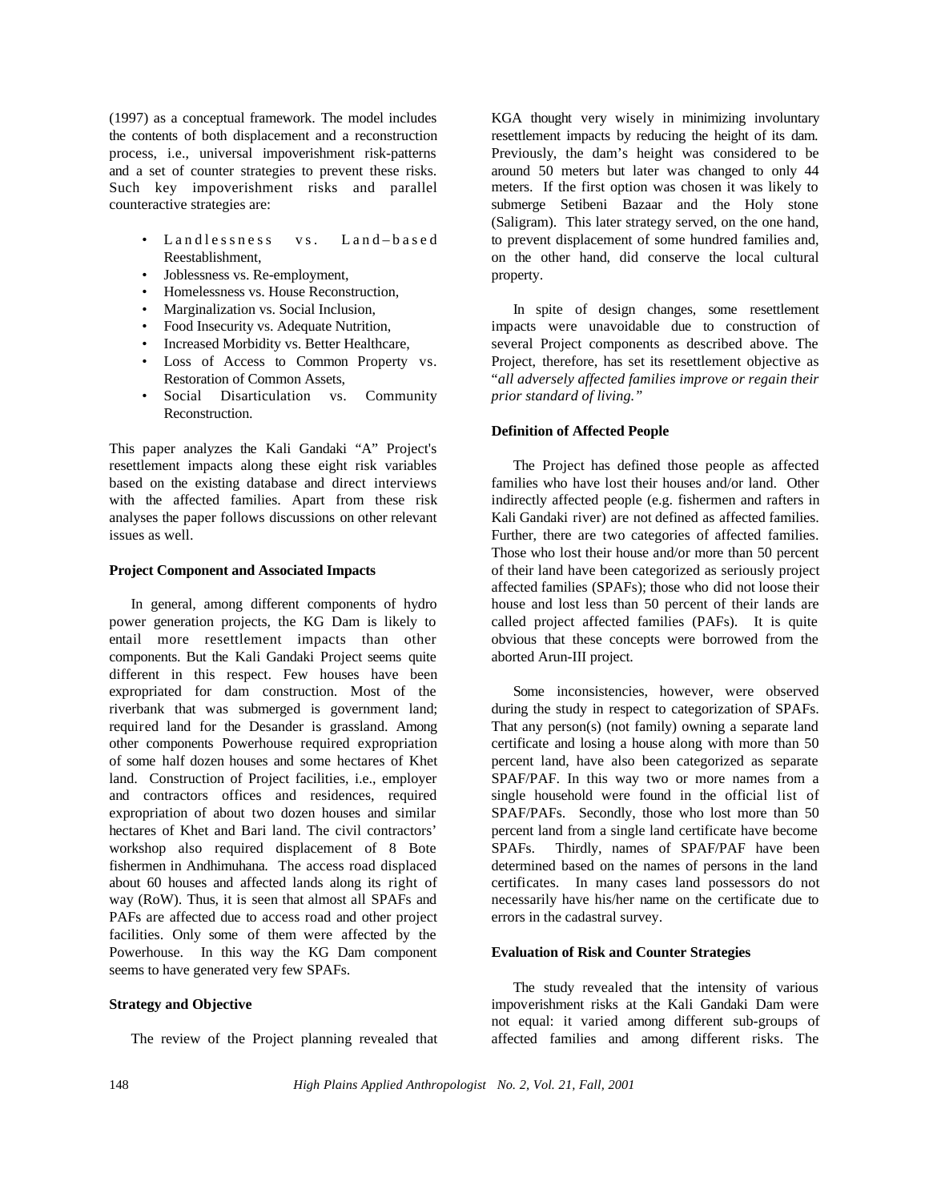(1997) as a conceptual framework. The model includes the contents of both displacement and a reconstruction process, i.e., universal impoverishment risk-patterns and a set of counter strategies to prevent these risks. Such key impoverishment risks and parallel counteractive strategies are:

- Landlessness vs. Land–based Reestablishment,
- Joblessness vs. Re-employment,
- Homelessness vs. House Reconstruction,
- Marginalization vs. Social Inclusion,
- Food Insecurity vs. Adequate Nutrition,
- Increased Morbidity vs. Better Healthcare,
- Loss of Access to Common Property vs. Restoration of Common Assets,
- Social Disarticulation vs. Community Reconstruction.

This paper analyzes the Kali Gandaki "A" Project's resettlement impacts along these eight risk variables based on the existing database and direct interviews with the affected families. Apart from these risk analyses the paper follows discussions on other relevant issues as well.

**Project Component and Associated Impacts**

In general, among different components of hydro power generation projects, the KG Dam is likely to entail more resettlement impacts than other components. But the Kali Gandaki Project seems quite different in this respect. Few houses have been expropriated for dam construction. Most of the riverbank that was submerged is government land; required land for the Desander is grassland. Among other components Powerhouse required expropriation of some half dozen houses and some hectares of Khet land. Construction of Project facilities, i.e., employer and contractors offices and residences, required expropriation of about two dozen houses and similar hectares of Khet and Bari land. The civil contractors' workshop also required displacement of 8 Bote fishermen in Andhimuhana. The access road displaced about 60 houses and affected lands along its right of way (RoW). Thus, it is seen that almost all SPAFs and PAFs are affected due to access road and other project facilities. Only some of them were affected by the Powerhouse. In this way the KG Dam component seems to have generated very few SPAFs.

**Strategy and Objective**

The review of the Project planning revealed that KGA thought very wisely in minimizing involuntary resettlement impacts by reducing the height of its dam. Previously, the dam's height was considered to be around 50 meters but later was changed to only 44 meters. If the first option was chosen it was likely to submerge Setibeni Bazaar and the Holy stone (Saligram). This later strategy served, on the one hand, to prevent displacement of some hundred families and, on the other hand, did conserve the local cultural property.

In spite of design changes, some resettlement impacts were unavoidable due to construction of several Project components as described above. The Project, therefore, has set its resettlement objective as "*all adversely affected families improve or regain their prior standard of living.*"

**Definition of Affected People**

The Project has defined those people as affected families who have lost their houses and/or land. Other indirectly affected people (e.g. fishermen and rafters in Kali Gandaki river) are not defined as affected families. Further, there are two categories of affected families. Those who lost their house and/or more than 50 percent of their land have been categorized as seriously project affected families (SPAFs); those who did not loose their house and lost less than 50 percent of their lands are called project affected families (PAFs). It is quite obvious that these concepts were borrowed from the aborted Arun-III project.

Some inconsistencies, however, were observed during the study in respect to categorization of SPAFs. That any person(s) (not family) owning a separate land certificate and losing a house along with more than 50 percent land, have also been categorized as separate SPAF/PAF. In this way two or more names from a single household were found in the official list of SPAF/PAFs. Secondly, those who lost more than 50 percent land from a single land certificate have become SPAFs. Thirdly, names of SPAF/PAF have been determined based on the names of persons in the land certificates. In many cases land possessors do not necessarily have his/her name on the certificate due to errors in the cadastral survey.

**Evaluation of Risk and Counter Strategies**

The study revealed that the intensity of various impoverishment risks at the Kali Gandaki Dam were not equal: it varied among different sub-groups of affected families and among different risks. The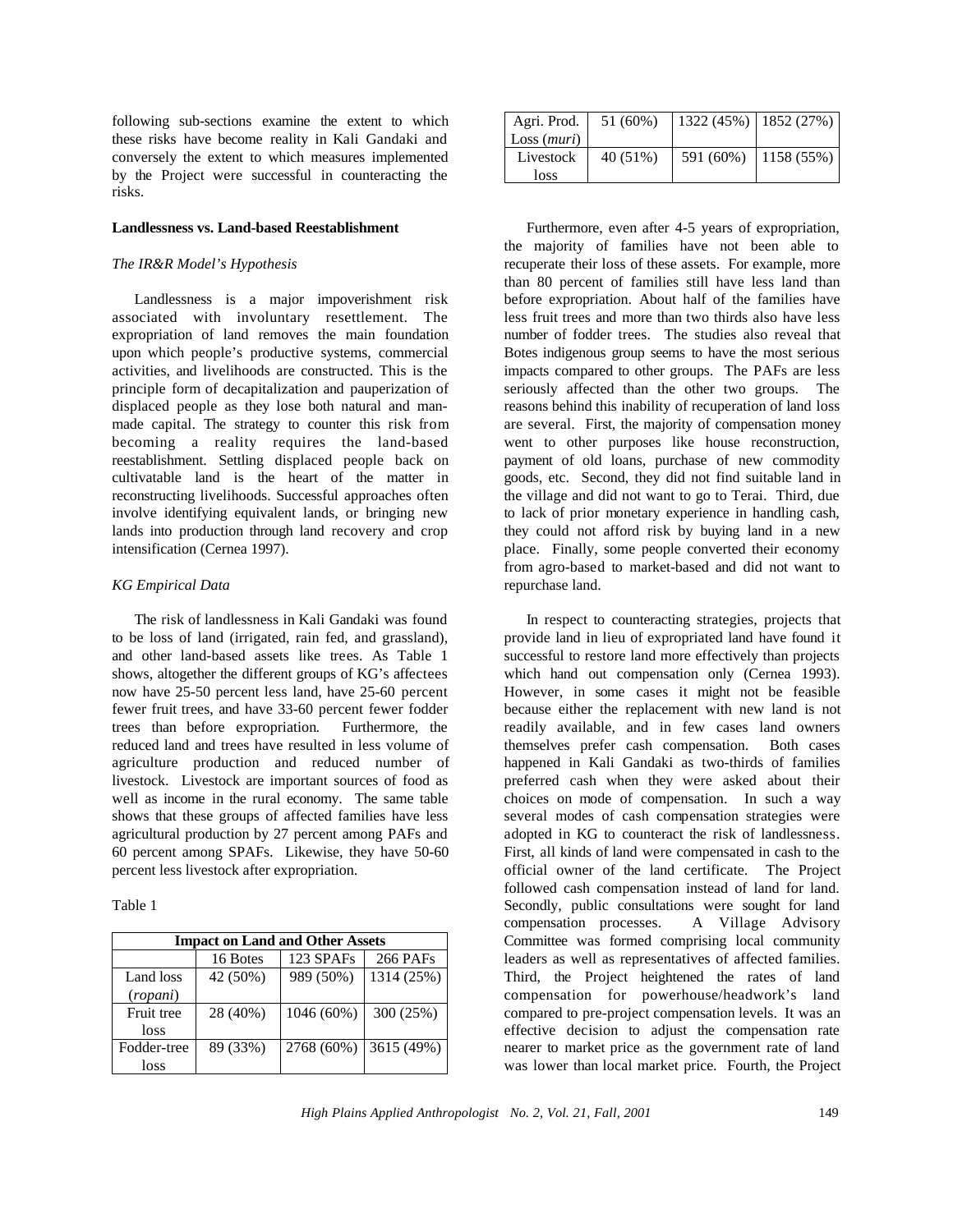following sub-sections examine the extent to which these risks have become reality in Kali Gandaki and conversely the extent to which measures implemented by the Project were successful in counteracting the risks.

**Landlessness vs. Land-based Reestablishment**

*The IR&R Model's Hypothesis*

Landlessness is a major impoverishment risk associated with involuntary resettlement. The expropriation of land removes the main foundation upon which people's productive systems, commercial activities, and livelihoods are constructed. This is the principle form of decapitalization and pauperization of displaced people as they lose both natural and man-made capital. The strategy to counter this risk from becoming a reality requires the land-based reestablishment. Settling displaced people back on cultivatable land is the heart of the matter in reconstructing livelihoods. Successful approaches often involve identifying equivalent lands, or bringing new lands into production through land recovery and crop intensification (Cernea 1997).

*KG Empirical Data*

The risk of landlessness in Kali Gandaki was found to be loss of land (irrigated, rain fed, and grassland), and other land-based assets like trees. As Table 1 shows, altogether the different groups of KG's affectees now have 25-50 percent less land, have 25-60 percent fewer fruit trees, and have 33-60 percent fewer fodder trees than before expropriation. Furthermore, the reduced land and trees have resulted in less volume of agriculture production and reduced number of livestock. Livestock are important sources of food as well as income in the rural economy. The same table shows that these groups of affected families have less agricultural production by 27 percent among PAFs and 60 percent among SPAFs. Likewise, they have 50-60 percent less livestock after expropriation.

Table 1

| Impact on Land and Other Assets | | | |
|---|---|---|---|
| | 16 Botes | 123 SPAFs | 266 PAFs |
| Land loss (*ropani*) | 42 (50%) | 989 (50%) | 1314 (25%) |
| Fruit tree loss | 28 (40%) | 1046 (60%) | 300 (25%) |
| Fodder-tree loss | 89 (33%) | 2768 (60%) | 3615 (49%) |
| Agri. Prod. Loss (*muri*) | 51 (60%) | 1322 (45%) | 1852 (27%) |
| Livestock loss | 40 (51%) | 591 (60%) | 1158 (55%) |

Furthermore, even after 4-5 years of expropriation, the majority of families have not been able to recuperate their loss of these assets. For example, more than 80 percent of families still have less land than before expropriation. About half of the families have less fruit trees and more than two thirds also have less number of fodder trees. The studies also reveal that Botes indigenous group seems to have the most serious impacts compared to other groups. The PAFs are less seriously affected than the other two groups. The reasons behind this inability of recuperation of land loss are several. First, the majority of compensation money went to other purposes like house reconstruction, payment of old loans, purchase of new commodity goods, etc. Second, they did not find suitable land in the village and did not want to go to Terai. Third, due to lack of prior monetary experience in handling cash, they could not afford risk by buying land in a new place. Finally, some people converted their economy from agro-based to market-based and did not want to repurchase land.

In respect to counteracting strategies, projects that provide land in lieu of expropriated land have found it successful to restore land more effectively than projects which hand out compensation only (Cernea 1993). However, in some cases it might not be feasible because either the replacement with new land is not readily available, and in few cases land owners themselves prefer cash compensation. Both cases happened in Kali Gandaki as two-thirds of families preferred cash when they were asked about their choices on mode of compensation. In such a way several modes of cash compensation strategies were adopted in KG to counteract the risk of landlessness. First, all kinds of land were compensated in cash to the official owner of the land certificate. The Project followed cash compensation instead of land for land. Secondly, public consultations were sought for land compensation processes. A Village Advisory Committee was formed comprising local community leaders as well as representatives of affected families. Third, the Project heightened the rates of land compensation for powerhouse/headwork's land compared to pre-project compensation levels. It was an effective decision to adjust the compensation rate nearer to market price as the government rate of land was lower than local market price. Fourth, the Project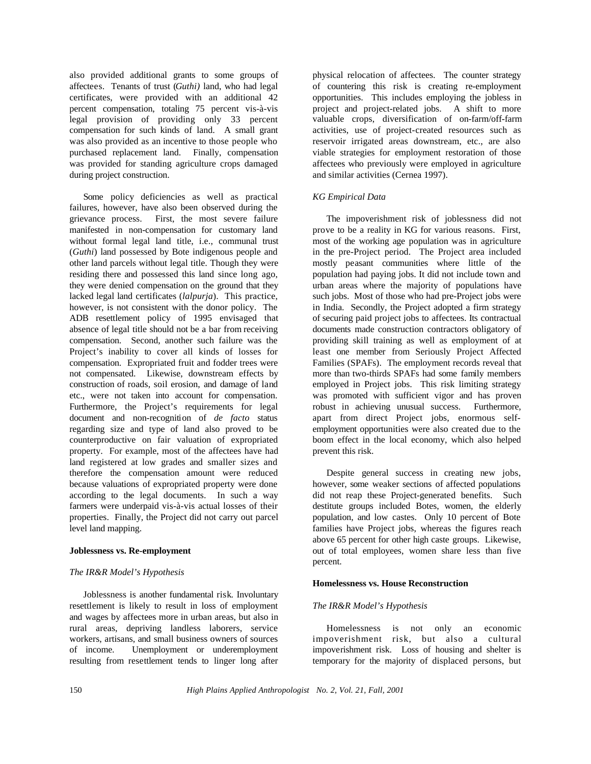also provided additional grants to some groups of affectees. Tenants of trust (*Guthi)* land, who had legal certificates, were provided with an additional 42 percent compensation, totaling 75 percent vis-à-vis legal provision of providing only 33 percent compensation for such kinds of land. A small grant was also provided as an incentive to those people who purchased replacement land. Finally, compensation was provided for standing agriculture crops damaged during project construction.

Some policy deficiencies as well as practical failures, however, have also been observed during the grievance process. First, the most severe failure manifested in non-compensation for customary land without formal legal land title, i.e., communal trust (*Guthi*) land possessed by Bote indigenous people and other land parcels without legal title. Though they were residing there and possessed this land since long ago, they were denied compensation on the ground that they lacked legal land certificates (*lalpurja*). This practice, however, is not consistent with the donor policy. The ADB resettlement policy of 1995 envisaged that absence of legal title should not be a bar from receiving compensation. Second, another such failure was the Project's inability to cover all kinds of losses for compensation. Expropriated fruit and fodder trees were not compensated. Likewise, downstream effects by construction of roads, soil erosion, and damage of land etc., were not taken into account for compensation. Furthermore, the Project's requirements for legal document and non-recognition of *de facto* status regarding size and type of land also proved to be counterproductive on fair valuation of expropriated property. For example, most of the affectees have had land registered at low grades and smaller sizes and therefore the compensation amount were reduced because valuations of expropriated property were done according to the legal documents. In such a way farmers were underpaid vis-à-vis actual losses of their properties. Finally, the Project did not carry out parcel level land mapping.

**Joblessness vs. Re-employment**

*The IR&R Model's Hypothesis*

Joblessness is another fundamental risk. Involuntary resettlement is likely to result in loss of employment and wages by affectees more in urban areas, but also in rural areas, depriving landless laborers, service workers, artisans, and small business owners of sources of income. Unemployment or underemployment resulting from resettlement tends to linger long after physical relocation of affectees. The counter strategy of countering this risk is creating re-employment opportunities. This includes employing the jobless in project and project-related jobs. A shift to more valuable crops, diversification of on-farm/off-farm activities, use of project-created resources such as reservoir irrigated areas downstream, etc., are also viable strategies for employment restoration of those affectees who previously were employed in agriculture and similar activities (Cernea 1997).

*KG Empirical Data*

The impoverishment risk of joblessness did not prove to be a reality in KG for various reasons. First, most of the working age population was in agriculture in the pre-Project period. The Project area included mostly peasant communities where little of the population had paying jobs. It did not include town and urban areas where the majority of populations have such jobs. Most of those who had pre-Project jobs were in India. Secondly, the Project adopted a firm strategy of securing paid project jobs to affectees. Its contractual documents made construction contractors obligatory of providing skill training as well as employment of at least one member from Seriously Project Affected Families (SPAFs). The employment records reveal that more than two-thirds SPAFs had some family members employed in Project jobs. This risk limiting strategy was promoted with sufficient vigor and has proven robust in achieving unusual success. Furthermore, apart from direct Project jobs, enormous self-employment opportunities were also created due to the boom effect in the local economy, which also helped prevent this risk.

Despite general success in creating new jobs, however, some weaker sections of affected populations did not reap these Project-generated benefits. Such destitute groups included Botes, women, the elderly population, and low castes. Only 10 percent of Bote families have Project jobs, whereas the figures reach above 65 percent for other high caste groups. Likewise, out of total employees, women share less than five percent.

**Homelessness vs. House Reconstruction**

*The IR&R Model's Hypothesis*

Homelessness is not only an economic impoverishment risk, but also a cultural impoverishment risk. Loss of housing and shelter is temporary for the majority of displaced persons, but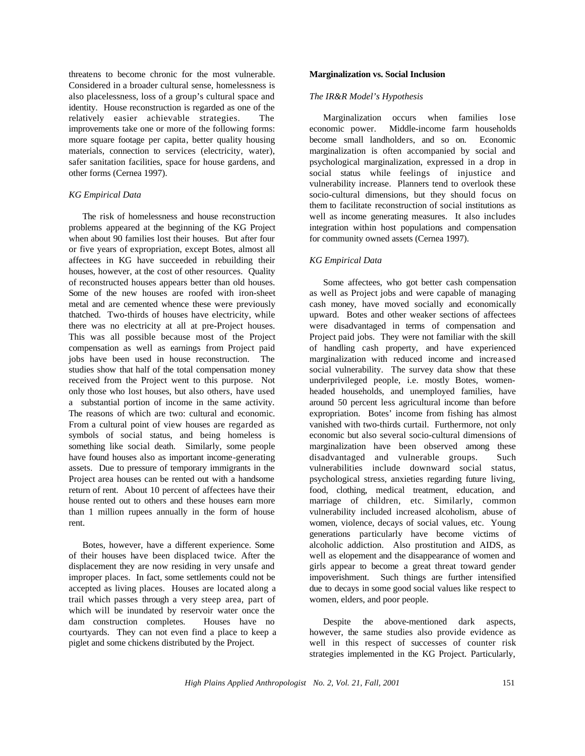threatens to become chronic for the most vulnerable. Considered in a broader cultural sense, homelessness is also placelessness, loss of a group's cultural space and identity. House reconstruction is regarded as one of the relatively easier achievable strategies. The improvements take one or more of the following forms: more square footage per capita, better quality housing materials, connection to services (electricity, water), safer sanitation facilities, space for house gardens, and other forms (Cernea 1997).

*KG Empirical Data*

The risk of homelessness and house reconstruction problems appeared at the beginning of the KG Project when about 90 families lost their houses. But after four or five years of expropriation, except Botes, almost all affectees in KG have succeeded in rebuilding their houses, however, at the cost of other resources. Quality of reconstructed houses appears better than old houses. Some of the new houses are roofed with iron-sheet metal and are cemented whence these were previously thatched. Two-thirds of houses have electricity, while there was no electricity at all at pre-Project houses. This was all possible because most of the Project compensation as well as earnings from Project paid jobs have been used in house reconstruction. The studies show that half of the total compensation money received from the Project went to this purpose. Not only those who lost houses, but also others, have used a substantial portion of income in the same activity. The reasons of which are two: cultural and economic. From a cultural point of view houses are regarded as symbols of social status, and being homeless is something like social death. Similarly, some people have found houses also as important income-generating assets. Due to pressure of temporary immigrants in the Project area houses can be rented out with a handsome return of rent. About 10 percent of affectees have their house rented out to others and these houses earn more than 1 million rupees annually in the form of house rent.

Botes, however, have a different experience. Some of their houses have been displaced twice. After the displacement they are now residing in very unsafe and improper places. In fact, some settlements could not be accepted as living places. Houses are located along a trail which passes through a very steep area, part of which will be inundated by reservoir water once the dam construction completes. Houses have no courtyards. They can not even find a place to keep a piglet and some chickens distributed by the Project.

**Marginalization vs. Social Inclusion**

*The IR&R Model's Hypothesis*

Marginalization occurs when families lose economic power. Middle-income farm households become small landholders, and so on. Economic marginalization is often accompanied by social and psychological marginalization, expressed in a drop in social status while feelings of injustice and vulnerability increase. Planners tend to overlook these socio-cultural dimensions, but they should focus on them to facilitate reconstruction of social institutions as well as income generating measures. It also includes integration within host populations and compensation for community owned assets (Cernea 1997).

*KG Empirical Data*

Some affectees, who got better cash compensation as well as Project jobs and were capable of managing cash money, have moved socially and economically upward. Botes and other weaker sections of affectees were disadvantaged in terms of compensation and Project paid jobs. They were not familiar with the skill of handling cash property, and have experienced marginalization with reduced income and increased social vulnerability. The survey data show that these underprivileged people, i.e. mostly Botes, women-headed households, and unemployed families, have around 50 percent less agricultural income than before expropriation. Botes' income from fishing has almost vanished with two-thirds curtail. Furthermore, not only economic but also several socio-cultural dimensions of marginalization have been observed among these disadvantaged and vulnerable groups. Such vulnerabilities include downward social status, psychological stress, anxieties regarding future living, food, clothing, medical treatment, education, and marriage of children, etc. Similarly, common vulnerability included increased alcoholism, abuse of women, violence, decays of social values, etc. Young generations particularly have become victims of alcoholic addiction. Also prostitution and AIDS, as well as elopement and the disappearance of women and girls appear to become a great threat toward gender impoverishment. Such things are further intensified due to decays in some good social values like respect to women, elders, and poor people.

Despite the above-mentioned dark aspects, however, the same studies also provide evidence as well in this respect of successes of counter risk strategies implemented in the KG Project. Particularly,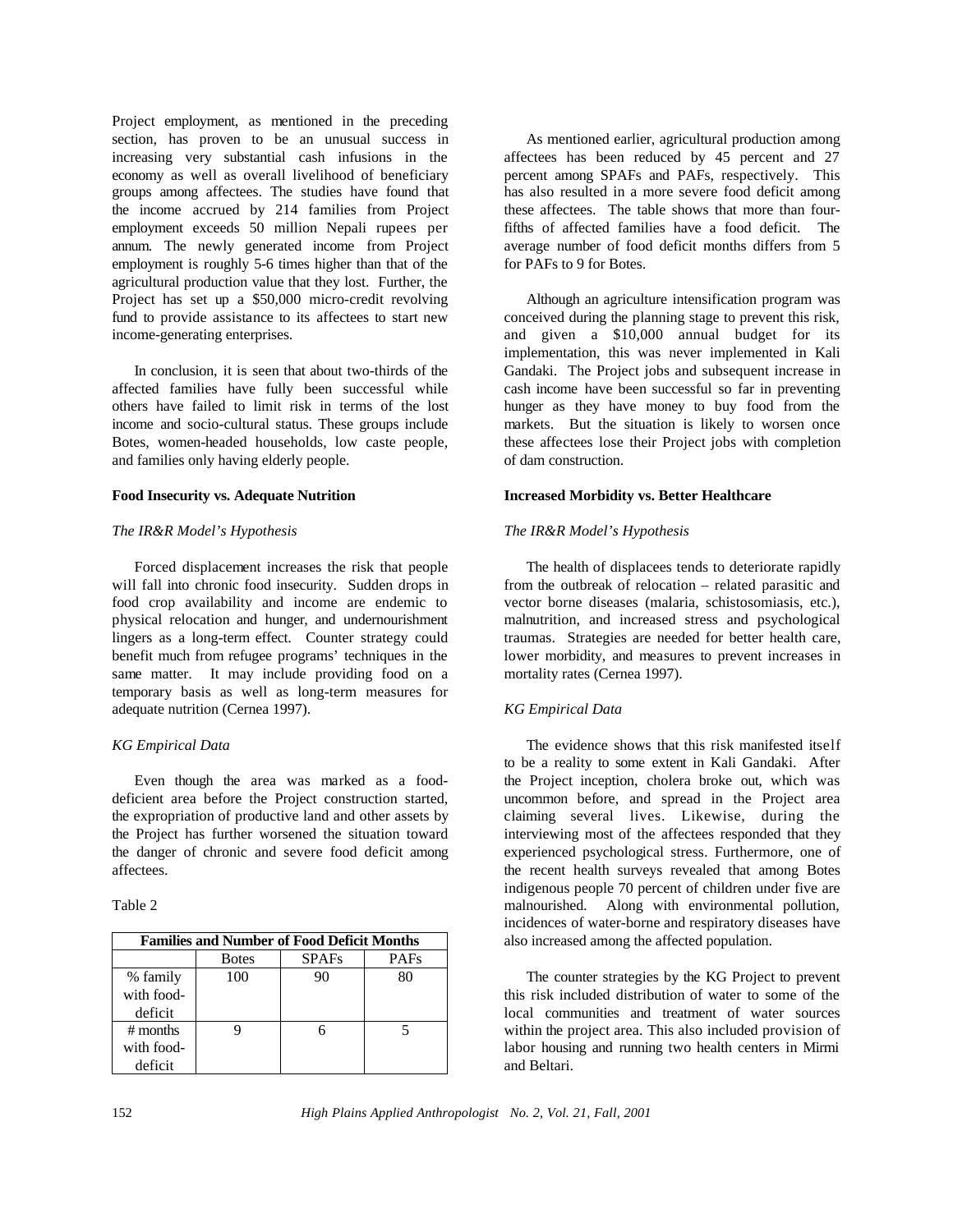Project employment, as mentioned in the preceding section, has proven to be an unusual success in increasing very substantial cash infusions in the economy as well as overall livelihood of beneficiary groups among affectees. The studies have found that the income accrued by 214 families from Project employment exceeds 50 million Nepali rupees per annum. The newly generated income from Project employment is roughly 5-6 times higher than that of the agricultural production value that they lost. Further, the Project has set up a $50,000 micro-credit revolving fund to provide assistance to its affectees to start new income-generating enterprises.

In conclusion, it is seen that about two-thirds of the affected families have fully been successful while others have failed to limit risk in terms of the lost income and socio-cultural status. These groups include Botes, women-headed households, low caste people, and families only having elderly people.

**Food Insecurity vs. Adequate Nutrition**

*The IR&R Model's Hypothesis*

Forced displacement increases the risk that people will fall into chronic food insecurity. Sudden drops in food crop availability and income are endemic to physical relocation and hunger, and undernourishment lingers as a long-term effect. Counter strategy could benefit much from refugee programs' techniques in the same matter. It may include providing food on a temporary basis as well as long-term measures for adequate nutrition (Cernea 1997).

*KG Empirical Data*

Even though the area was marked as a food-deficient area before the Project construction started, the expropriation of productive land and other assets by the Project has further worsened the situation toward the danger of chronic and severe food deficit among affectees.

Table 2

| Families and Number of Food Deficit Months | | | |
|---|---|---|---|
| | Botes | SPAFs | PAFs |
| % family with food-deficit | 100 | 90 | 80 |
| # months with food-deficit | 9 | 6 | 5 |

As mentioned earlier, agricultural production among affectees has been reduced by 45 percent and 27 percent among SPAFs and PAFs, respectively. This has also resulted in a more severe food deficit among these affectees. The table shows that more than four-fifths of affected families have a food deficit. The average number of food deficit months differs from 5 for PAFs to 9 for Botes.

Although an agriculture intensification program was conceived during the planning stage to prevent this risk, and given a $10,000 annual budget for its implementation, this was never implemented in Kali Gandaki. The Project jobs and subsequent increase in cash income have been successful so far in preventing hunger as they have money to buy food from the markets. But the situation is likely to worsen once these affectees lose their Project jobs with completion of dam construction.

**Increased Morbidity vs. Better Healthcare**

*The IR&R Model's Hypothesis*

The health of displacees tends to deteriorate rapidly from the outbreak of relocation – related parasitic and vector borne diseases (malaria, schistosomiasis, etc.), malnutrition, and increased stress and psychological traumas. Strategies are needed for better health care, lower morbidity, and measures to prevent increases in mortality rates (Cernea 1997).

*KG Empirical Data*

The evidence shows that this risk manifested itself to be a reality to some extent in Kali Gandaki. After the Project inception, cholera broke out, which was uncommon before, and spread in the Project area claiming several lives. Likewise, during the interviewing most of the affectees responded that they experienced psychological stress. Furthermore, one of the recent health surveys revealed that among Botes indigenous people 70 percent of children under five are malnourished. Along with environmental pollution, incidences of water-borne and respiratory diseases have also increased among the affected population.

The counter strategies by the KG Project to prevent this risk included distribution of water to some of the local communities and treatment of water sources within the project area. This also included provision of labor housing and running two health centers in Mirmi and Beltari.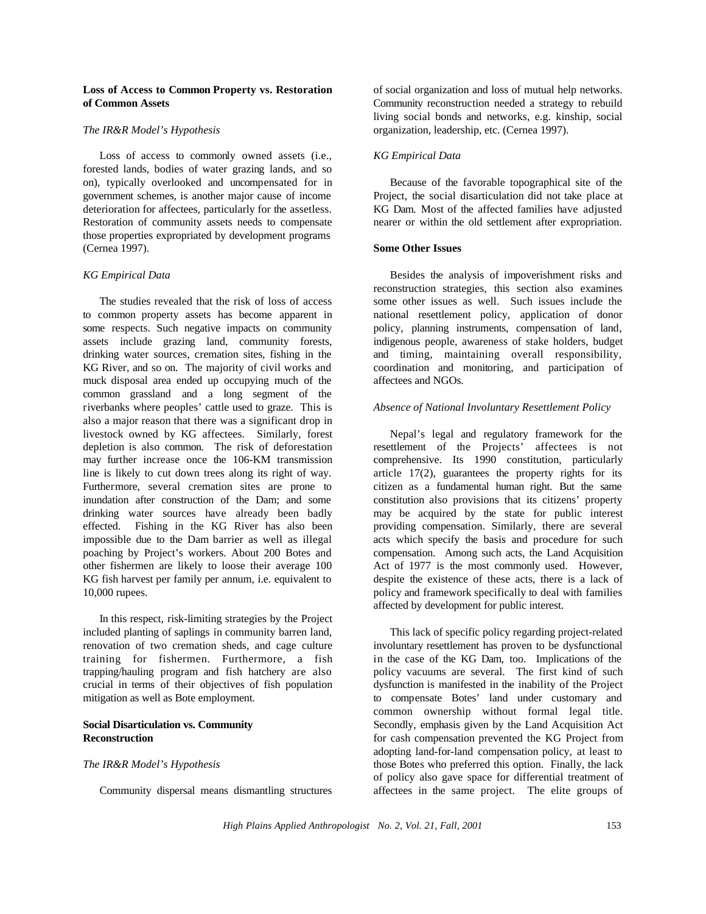**Loss of Access to Common Property vs. Restoration of Common Assets**

*The IR&R Model's Hypothesis*

Loss of access to commonly owned assets (i.e., forested lands, bodies of water grazing lands, and so on), typically overlooked and uncompensated for in government schemes, is another major cause of income deterioration for affectees, particularly for the assetless. Restoration of community assets needs to compensate those properties expropriated by development programs (Cernea 1997).

*KG Empirical Data*

The studies revealed that the risk of loss of access to common property assets has become apparent in some respects. Such negative impacts on community assets include grazing land, community forests, drinking water sources, cremation sites, fishing in the KG River, and so on. The majority of civil works and muck disposal area ended up occupying much of the common grassland and a long segment of the riverbanks where peoples' cattle used to graze. This is also a major reason that there was a significant drop in livestock owned by KG affectees. Similarly, forest depletion is also common. The risk of deforestation may further increase once the 106-KM transmission line is likely to cut down trees along its right of way. Furthermore, several cremation sites are prone to inundation after construction of the Dam; and some drinking water sources have already been badly effected. Fishing in the KG River has also been impossible due to the Dam barrier as well as illegal poaching by Project's workers. About 200 Botes and other fishermen are likely to loose their average 100 KG fish harvest per family per annum, i.e. equivalent to 10,000 rupees.

In this respect, risk-limiting strategies by the Project included planting of saplings in community barren land, renovation of two cremation sheds, and cage culture training for fishermen. Furthermore, a fish trapping/hauling program and fish hatchery are also crucial in terms of their objectives of fish population mitigation as well as Bote employment.

**Social Disarticulation vs. Community Reconstruction**

*The IR&R Model's Hypothesis*

Community dispersal means dismantling structures of social organization and loss of mutual help networks. Community reconstruction needed a strategy to rebuild living social bonds and networks, e.g. kinship, social organization, leadership, etc. (Cernea 1997).

*KG Empirical Data*

Because of the favorable topographical site of the Project, the social disarticulation did not take place at KG Dam. Most of the affected families have adjusted nearer or within the old settlement after expropriation.

**Some Other Issues**

Besides the analysis of impoverishment risks and reconstruction strategies, this section also examines some other issues as well. Such issues include the national resettlement policy, application of donor policy, planning instruments, compensation of land, indigenous people, awareness of stake holders, budget and timing, maintaining overall responsibility, coordination and monitoring, and participation of affectees and NGOs.

*Absence of National Involuntary Resettlement Policy*

Nepal's legal and regulatory framework for the resettlement of the Projects' affectees is not comprehensive. Its 1990 constitution, particularly article 17(2), guarantees the property rights for its citizen as a fundamental human right. But the same constitution also provisions that its citizens' property may be acquired by the state for public interest providing compensation. Similarly, there are several acts which specify the basis and procedure for such compensation. Among such acts, the Land Acquisition Act of 1977 is the most commonly used. However, despite the existence of these acts, there is a lack of policy and framework specifically to deal with families affected by development for public interest.

This lack of specific policy regarding project-related involuntary resettlement has proven to be dysfunctional in the case of the KG Dam, too. Implications of the policy vacuums are several. The first kind of such dysfunction is manifested in the inability of the Project to compensate Botes' land under customary and common ownership without formal legal title. Secondly, emphasis given by the Land Acquisition Act for cash compensation prevented the KG Project from adopting land-for-land compensation policy, at least to those Botes who preferred this option. Finally, the lack of policy also gave space for differential treatment of affectees in the same project. The elite groups of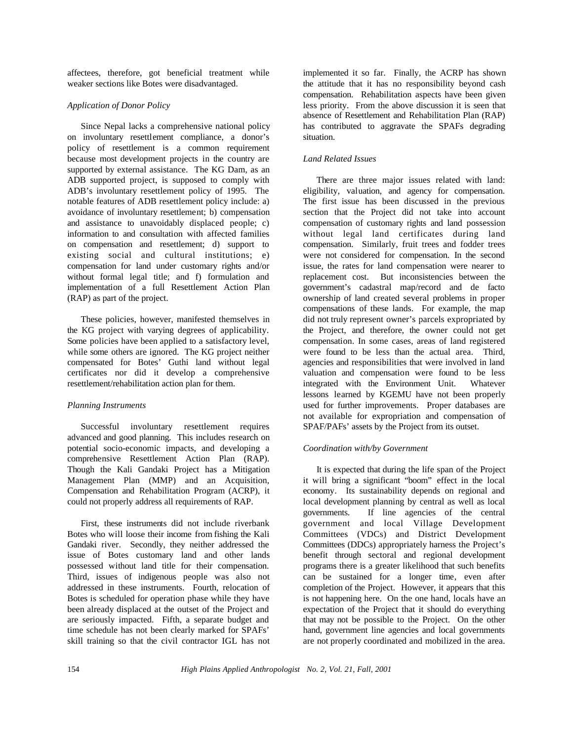affectees, therefore, got beneficial treatment while weaker sections like Botes were disadvantaged.

*Application of Donor Policy*

Since Nepal lacks a comprehensive national policy on involuntary resettlement compliance, a donor's policy of resettlement is a common requirement because most development projects in the country are supported by external assistance. The KG Dam, as an ADB supported project, is supposed to comply with ADB's involuntary resettlement policy of 1995. The notable features of ADB resettlement policy include: a) avoidance of involuntary resettlement; b) compensation and assistance to unavoidably displaced people; c) information to and consultation with affected families on compensation and resettlement; d) support to existing social and cultural institutions; e) compensation for land under customary rights and/or without formal legal title; and f) formulation and implementation of a full Resettlement Action Plan (RAP) as part of the project.

These policies, however, manifested themselves in the KG project with varying degrees of applicability. Some policies have been applied to a satisfactory level, while some others are ignored. The KG project neither compensated for Botes' Guthi land without legal certificates nor did it develop a comprehensive resettlement/rehabilitation action plan for them.

*Planning Instruments*

Successful involuntary resettlement requires advanced and good planning. This includes research on potential socio-economic impacts, and developing a comprehensive Resettlement Action Plan (RAP). Though the Kali Gandaki Project has a Mitigation Management Plan (MMP) and an Acquisition, Compensation and Rehabilitation Program (ACRP), it could not properly address all requirements of RAP.

First, these instruments did not include riverbank Botes who will loose their income from fishing the Kali Gandaki river. Secondly, they neither addressed the issue of Botes customary land and other lands possessed without land title for their compensation. Third, issues of indigenous people was also not addressed in these instruments. Fourth, relocation of Botes is scheduled for operation phase while they have been already displaced at the outset of the Project and are seriously impacted. Fifth, a separate budget and time schedule has not been clearly marked for SPAFs' skill training so that the civil contractor IGL has not implemented it so far. Finally, the ACRP has shown the attitude that it has no responsibility beyond cash compensation. Rehabilitation aspects have been given less priority. From the above discussion it is seen that absence of Resettlement and Rehabilitation Plan (RAP) has contributed to aggravate the SPAFs degrading situation.

*Land Related Issues*

There are three major issues related with land: eligibility, valuation, and agency for compensation. The first issue has been discussed in the previous section that the Project did not take into account compensation of customary rights and land possession without legal land certificates during land compensation. Similarly, fruit trees and fodder trees were not considered for compensation. In the second issue, the rates for land compensation were nearer to replacement cost. But inconsistencies between the government's cadastral map/record and de facto ownership of land created several problems in proper compensations of these lands. For example, the map did not truly represent owner's parcels expropriated by the Project, and therefore, the owner could not get compensation. In some cases, areas of land registered were found to be less than the actual area. Third, agencies and responsibilities that were involved in land valuation and compensation were found to be less integrated with the Environment Unit. Whatever lessons learned by KGEMU have not been properly used for further improvements. Proper databases are not available for expropriation and compensation of SPAF/PAFs' assets by the Project from its outset.

*Coordination with/by Government*

It is expected that during the life span of the Project it will bring a significant "boom" effect in the local economy. Its sustainability depends on regional and local development planning by central as well as local governments. If line agencies of the central government and local Village Development Committees (VDCs) and District Development Committees (DDCs) appropriately harness the Project's benefit through sectoral and regional development programs there is a greater likelihood that such benefits can be sustained for a longer time, even after completion of the Project. However, it appears that this is not happening here. On the one hand, locals have an expectation of the Project that it should do everything that may not be possible to the Project. On the other hand, government line agencies and local governments are not properly coordinated and mobilized in the area.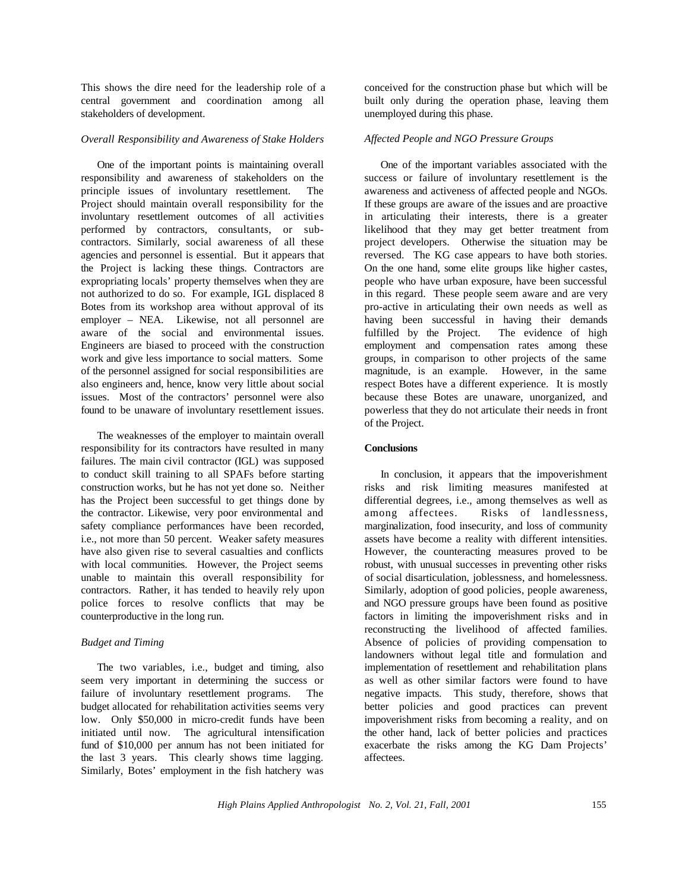This shows the dire need for the leadership role of a central government and coordination among all stakeholders of development.

*Overall Responsibility and Awareness of Stake Holders*

One of the important points is maintaining overall responsibility and awareness of stakeholders on the principle issues of involuntary resettlement. The Project should maintain overall responsibility for the involuntary resettlement outcomes of all activities performed by contractors, consultants, or sub-contractors. Similarly, social awareness of all these agencies and personnel is essential. But it appears that the Project is lacking these things. Contractors are expropriating locals' property themselves when they are not authorized to do so. For example, IGL displaced 8 Botes from its workshop area without approval of its employer – NEA. Likewise, not all personnel are aware of the social and environmental issues. Engineers are biased to proceed with the construction work and give less importance to social matters. Some of the personnel assigned for social responsibilities are also engineers and, hence, know very little about social issues. Most of the contractors' personnel were also found to be unaware of involuntary resettlement issues.

The weaknesses of the employer to maintain overall responsibility for its contractors have resulted in many failures. The main civil contractor (IGL) was supposed to conduct skill training to all SPAFs before starting construction works, but he has not yet done so. Neither has the Project been successful to get things done by the contractor. Likewise, very poor environmental and safety compliance performances have been recorded, i.e., not more than 50 percent. Weaker safety measures have also given rise to several casualties and conflicts with local communities. However, the Project seems unable to maintain this overall responsibility for contractors. Rather, it has tended to heavily rely upon police forces to resolve conflicts that may be counterproductive in the long run.

*Budget and Timing*

The two variables, i.e., budget and timing, also seem very important in determining the success or failure of involuntary resettlement programs. The budget allocated for rehabilitation activities seems very low. Only \$50,000 in micro-credit funds have been initiated until now. The agricultural intensification fund of \$10,000 per annum has not been initiated for the last 3 years. This clearly shows time lagging. Similarly, Botes' employment in the fish hatchery was conceived for the construction phase but which will be built only during the operation phase, leaving them unemployed during this phase.

*Affected People and NGO Pressure Groups*

One of the important variables associated with the success or failure of involuntary resettlement is the awareness and activeness of affected people and NGOs. If these groups are aware of the issues and are proactive in articulating their interests, there is a greater likelihood that they may get better treatment from project developers. Otherwise the situation may be reversed. The KG case appears to have both stories. On the one hand, some elite groups like higher castes, people who have urban exposure, have been successful in this regard. These people seem aware and are very pro-active in articulating their own needs as well as having been successful in having their demands fulfilled by the Project. The evidence of high employment and compensation rates among these groups, in comparison to other projects of the same magnitude, is an example. However, in the same respect Botes have a different experience. It is mostly because these Botes are unaware, unorganized, and powerless that they do not articulate their needs in front of the Project.

**Conclusions**

In conclusion, it appears that the impoverishment risks and risk limiting measures manifested at differential degrees, i.e., among themselves as well as among affectees. Risks of landlessness, marginalization, food insecurity, and loss of community assets have become a reality with different intensities. However, the counteracting measures proved to be robust, with unusual successes in preventing other risks of social disarticulation, joblessness, and homelessness. Similarly, adoption of good policies, people awareness, and NGO pressure groups have been found as positive factors in limiting the impoverishment risks and in reconstructing the livelihood of affected families. Absence of policies of providing compensation to landowners without legal title and formulation and implementation of resettlement and rehabilitation plans as well as other similar factors were found to have negative impacts. This study, therefore, shows that better policies and good practices can prevent impoverishment risks from becoming a reality, and on the other hand, lack of better policies and practices exacerbate the risks among the KG Dam Projects' affectees.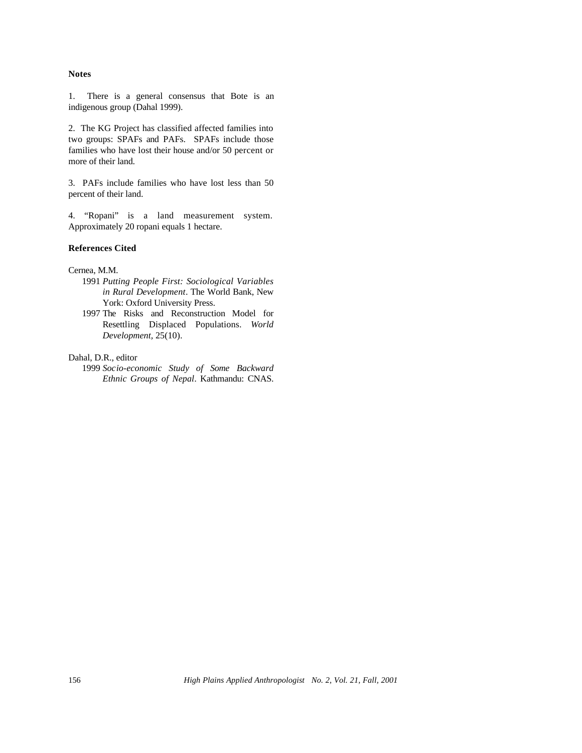### Notes

1. There is a general consensus that Bote is an indigenous group (Dahal 1999).

2. The KG Project has classified affected families into two groups: SPAFs and PAFs. SPAFs include those families who have lost their house and/or 50 percent or more of their land.

3. PAFs include families who have lost less than 50 percent of their land.

4. "Ropani" is a land measurement system. Approximately 20 ropani equals 1 hectare.

### References Cited

Cernea, M.M.

1991 *Putting People First: Sociological Variables in Rural Development*. The World Bank, New York: Oxford University Press.

1997 The Risks and Reconstruction Model for Resettling Displaced Populations. *World Development,* 25(10).

Dahal, D.R., editor

1999 *Socio-economic Study of Some Backward Ethnic Groups of Nepal*. Kathmandu: CNAS.